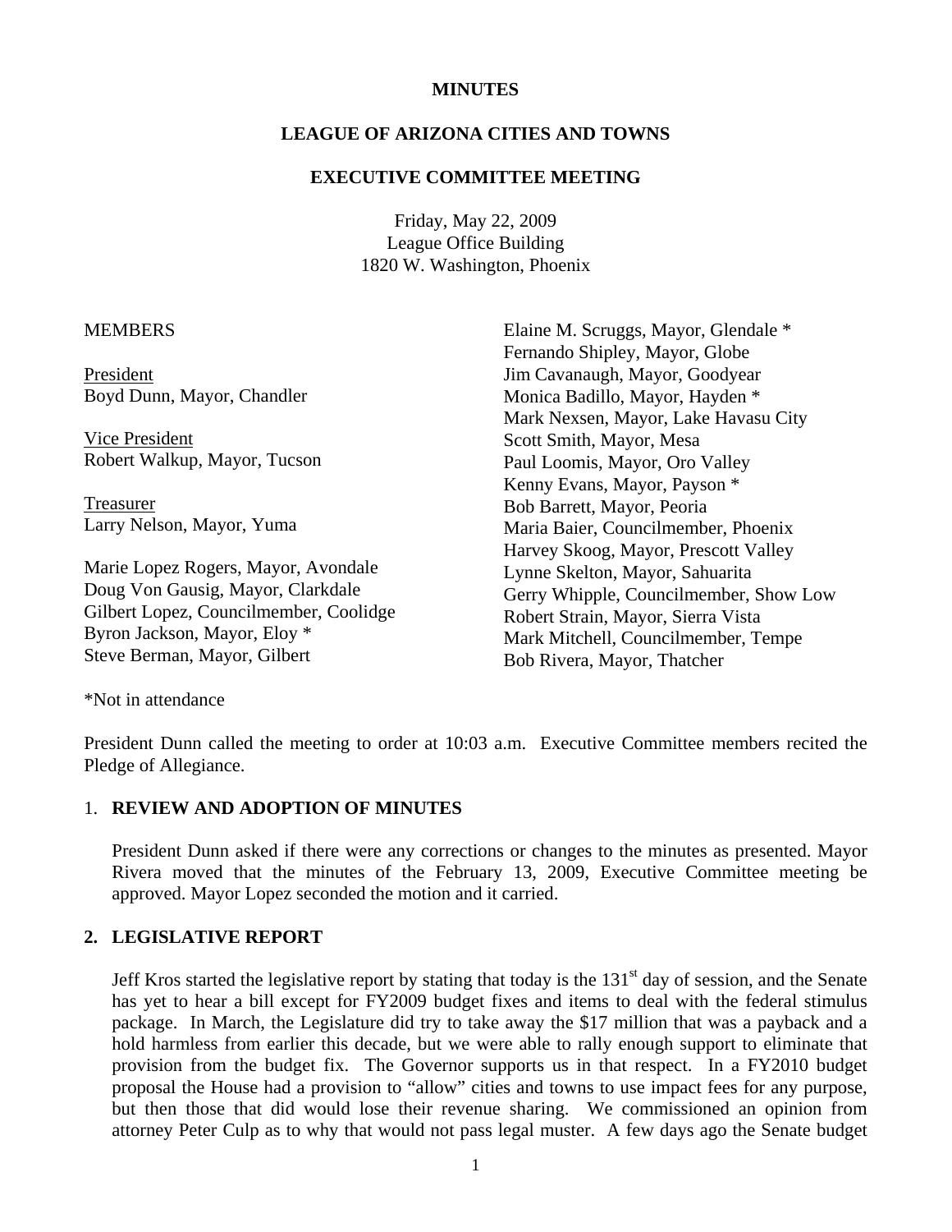**MINUTES**

**LEAGUE OF ARIZONA CITIES AND TOWNS**

**EXECUTIVE COMMITTEE MEETING**

Friday, May 22, 2009
League Office Building
1820 W. Washington, Phoenix

MEMBERS

President
Boyd Dunn, Mayor, Chandler

Vice President
Robert Walkup, Mayor, Tucson

Treasurer
Larry Nelson, Mayor, Yuma

Marie Lopez Rogers, Mayor, Avondale
Doug Von Gausig, Mayor, Clarkdale
Gilbert Lopez, Councilmember, Coolidge
Byron Jackson, Mayor, Eloy *
Steve Berman, Mayor, Gilbert
Elaine M. Scruggs, Mayor, Glendale *
Fernando Shipley, Mayor, Globe
Jim Cavanaugh, Mayor, Goodyear
Monica Badillo, Mayor, Hayden *
Mark Nexsen, Mayor, Lake Havasu City
Scott Smith, Mayor, Mesa
Paul Loomis, Mayor, Oro Valley
Kenny Evans, Mayor, Payson *
Bob Barrett, Mayor, Peoria
Maria Baier, Councilmember, Phoenix
Harvey Skoog, Mayor, Prescott Valley
Lynne Skelton, Mayor, Sahuarita
Gerry Whipple, Councilmember, Show Low
Robert Strain, Mayor, Sierra Vista
Mark Mitchell, Councilmember, Tempe
Bob Rivera, Mayor, Thatcher

*Not in attendance

President Dunn called the meeting to order at 10:03 a.m. Executive Committee members recited the Pledge of Allegiance.

1. **REVIEW AND ADOPTION OF MINUTES**

President Dunn asked if there were any corrections or changes to the minutes as presented. Mayor Rivera moved that the minutes of the February 13, 2009, Executive Committee meeting be approved. Mayor Lopez seconded the motion and it carried.

**2. LEGISLATIVE REPORT**

Jeff Kros started the legislative report by stating that today is the 131st day of session, and the Senate has yet to hear a bill except for FY2009 budget fixes and items to deal with the federal stimulus package. In March, the Legislature did try to take away the $17 million that was a payback and a hold harmless from earlier this decade, but we were able to rally enough support to eliminate that provision from the budget fix. The Governor supports us in that respect. In a FY2010 budget proposal the House had a provision to "allow" cities and towns to use impact fees for any purpose, but then those that did would lose their revenue sharing. We commissioned an opinion from attorney Peter Culp as to why that would not pass legal muster. A few days ago the Senate budget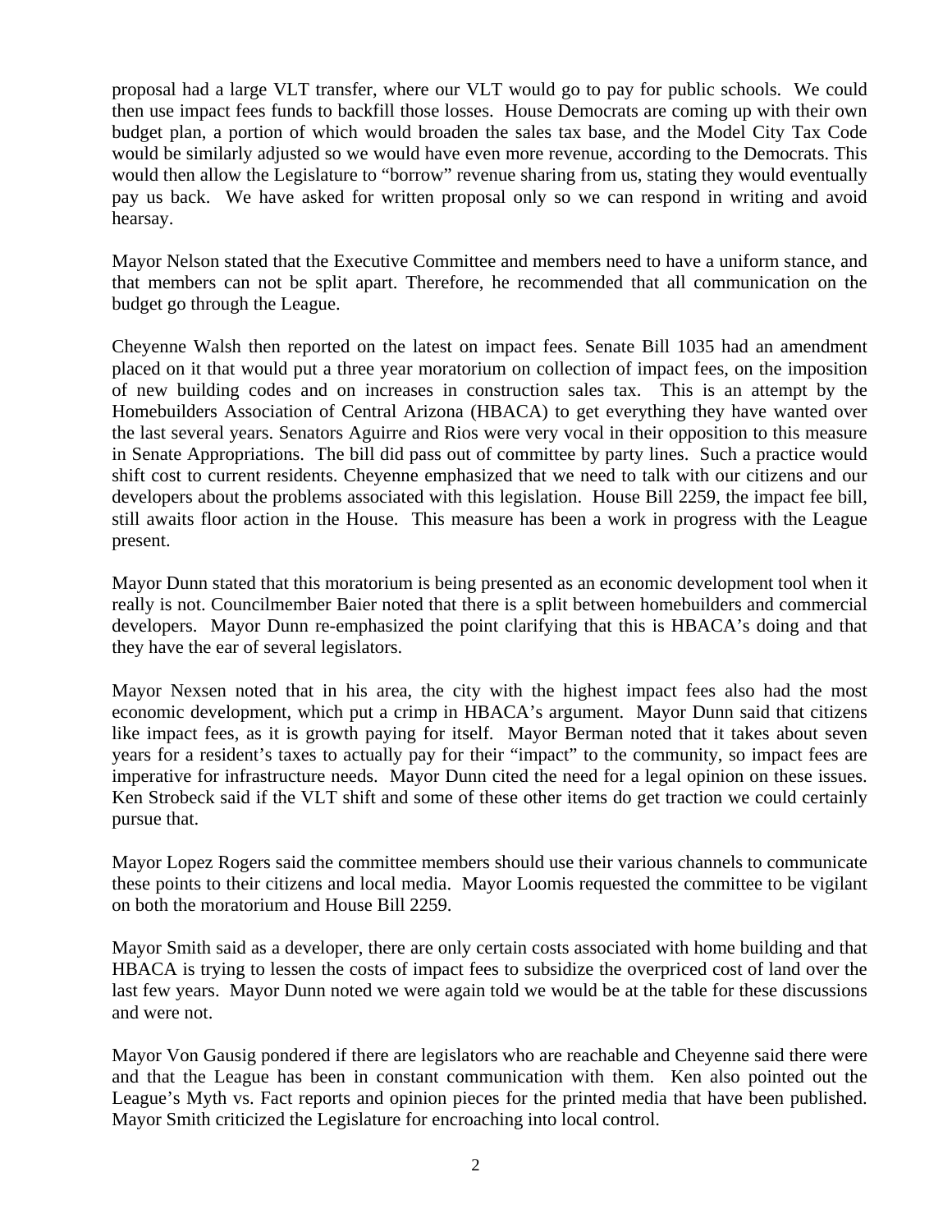proposal had a large VLT transfer, where our VLT would go to pay for public schools. We could then use impact fees funds to backfill those losses. House Democrats are coming up with their own budget plan, a portion of which would broaden the sales tax base, and the Model City Tax Code would be similarly adjusted so we would have even more revenue, according to the Democrats. This would then allow the Legislature to "borrow" revenue sharing from us, stating they would eventually pay us back. We have asked for written proposal only so we can respond in writing and avoid hearsay.

Mayor Nelson stated that the Executive Committee and members need to have a uniform stance, and that members can not be split apart. Therefore, he recommended that all communication on the budget go through the League.

Cheyenne Walsh then reported on the latest on impact fees. Senate Bill 1035 had an amendment placed on it that would put a three year moratorium on collection of impact fees, on the imposition of new building codes and on increases in construction sales tax. This is an attempt by the Homebuilders Association of Central Arizona (HBACA) to get everything they have wanted over the last several years. Senators Aguirre and Rios were very vocal in their opposition to this measure in Senate Appropriations. The bill did pass out of committee by party lines. Such a practice would shift cost to current residents. Cheyenne emphasized that we need to talk with our citizens and our developers about the problems associated with this legislation. House Bill 2259, the impact fee bill, still awaits floor action in the House. This measure has been a work in progress with the League present.

Mayor Dunn stated that this moratorium is being presented as an economic development tool when it really is not. Councilmember Baier noted that there is a split between homebuilders and commercial developers. Mayor Dunn re-emphasized the point clarifying that this is HBACA's doing and that they have the ear of several legislators.

Mayor Nexsen noted that in his area, the city with the highest impact fees also had the most economic development, which put a crimp in HBACA's argument. Mayor Dunn said that citizens like impact fees, as it is growth paying for itself. Mayor Berman noted that it takes about seven years for a resident's taxes to actually pay for their "impact" to the community, so impact fees are imperative for infrastructure needs. Mayor Dunn cited the need for a legal opinion on these issues. Ken Strobeck said if the VLT shift and some of these other items do get traction we could certainly pursue that.

Mayor Lopez Rogers said the committee members should use their various channels to communicate these points to their citizens and local media. Mayor Loomis requested the committee to be vigilant on both the moratorium and House Bill 2259.

Mayor Smith said as a developer, there are only certain costs associated with home building and that HBACA is trying to lessen the costs of impact fees to subsidize the overpriced cost of land over the last few years. Mayor Dunn noted we were again told we would be at the table for these discussions and were not.

Mayor Von Gausig pondered if there are legislators who are reachable and Cheyenne said there were and that the League has been in constant communication with them. Ken also pointed out the League's Myth vs. Fact reports and opinion pieces for the printed media that have been published. Mayor Smith criticized the Legislature for encroaching into local control.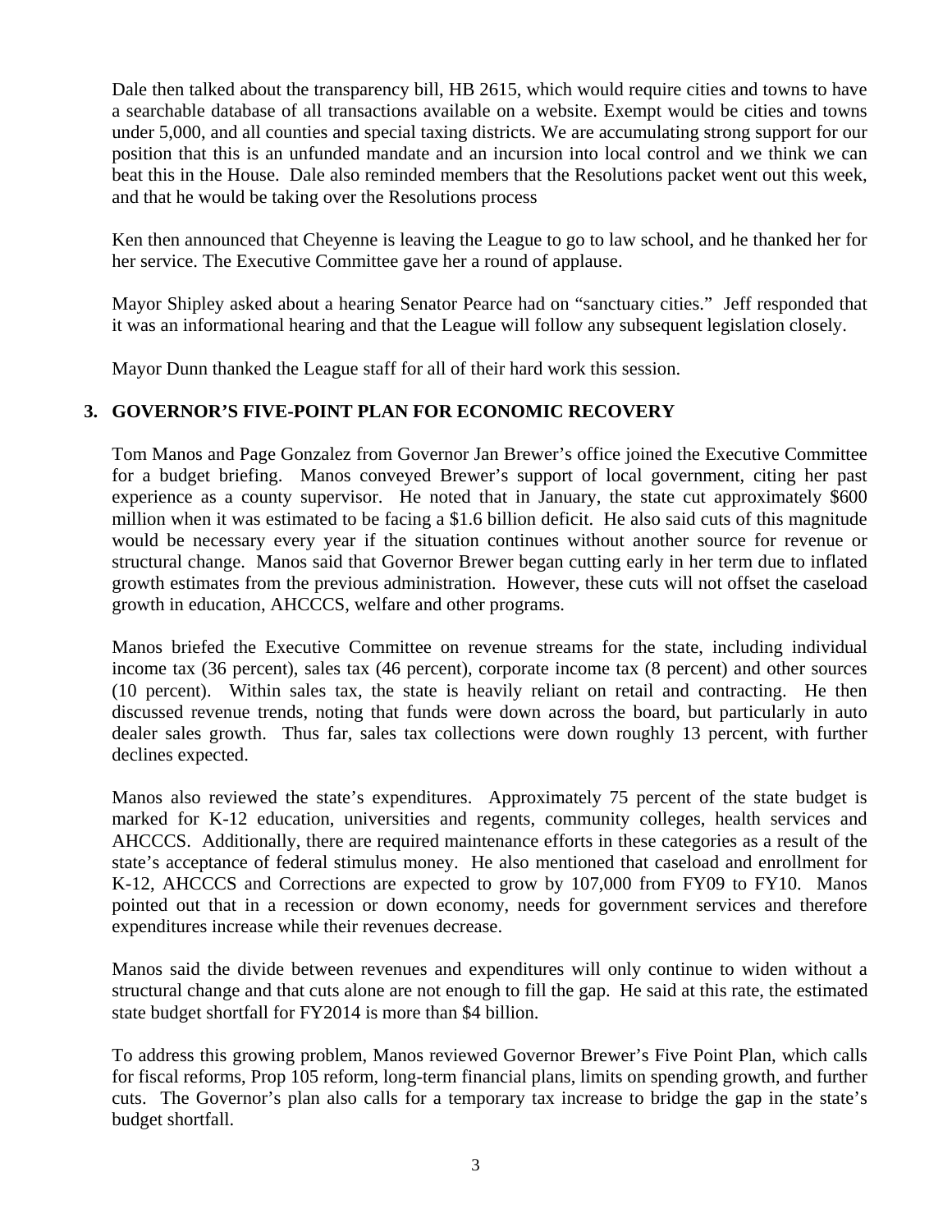Dale then talked about the transparency bill, HB 2615, which would require cities and towns to have a searchable database of all transactions available on a website. Exempt would be cities and towns under 5,000, and all counties and special taxing districts. We are accumulating strong support for our position that this is an unfunded mandate and an incursion into local control and we think we can beat this in the House. Dale also reminded members that the Resolutions packet went out this week, and that he would be taking over the Resolutions process

Ken then announced that Cheyenne is leaving the League to go to law school, and he thanked her for her service. The Executive Committee gave her a round of applause.

Mayor Shipley asked about a hearing Senator Pearce had on "sanctuary cities." Jeff responded that it was an informational hearing and that the League will follow any subsequent legislation closely.

Mayor Dunn thanked the League staff for all of their hard work this session.

## 3. GOVERNOR'S FIVE-POINT PLAN FOR ECONOMIC RECOVERY

Tom Manos and Page Gonzalez from Governor Jan Brewer's office joined the Executive Committee for a budget briefing. Manos conveyed Brewer's support of local government, citing her past experience as a county supervisor. He noted that in January, the state cut approximately $600 million when it was estimated to be facing a $1.6 billion deficit. He also said cuts of this magnitude would be necessary every year if the situation continues without another source for revenue or structural change. Manos said that Governor Brewer began cutting early in her term due to inflated growth estimates from the previous administration. However, these cuts will not offset the caseload growth in education, AHCCCS, welfare and other programs.

Manos briefed the Executive Committee on revenue streams for the state, including individual income tax (36 percent), sales tax (46 percent), corporate income tax (8 percent) and other sources (10 percent). Within sales tax, the state is heavily reliant on retail and contracting. He then discussed revenue trends, noting that funds were down across the board, but particularly in auto dealer sales growth. Thus far, sales tax collections were down roughly 13 percent, with further declines expected.

Manos also reviewed the state's expenditures. Approximately 75 percent of the state budget is marked for K-12 education, universities and regents, community colleges, health services and AHCCCS. Additionally, there are required maintenance efforts in these categories as a result of the state's acceptance of federal stimulus money. He also mentioned that caseload and enrollment for K-12, AHCCCS and Corrections are expected to grow by 107,000 from FY09 to FY10. Manos pointed out that in a recession or down economy, needs for government services and therefore expenditures increase while their revenues decrease.

Manos said the divide between revenues and expenditures will only continue to widen without a structural change and that cuts alone are not enough to fill the gap. He said at this rate, the estimated state budget shortfall for FY2014 is more than $4 billion.

To address this growing problem, Manos reviewed Governor Brewer's Five Point Plan, which calls for fiscal reforms, Prop 105 reform, long-term financial plans, limits on spending growth, and further cuts. The Governor's plan also calls for a temporary tax increase to bridge the gap in the state's budget shortfall.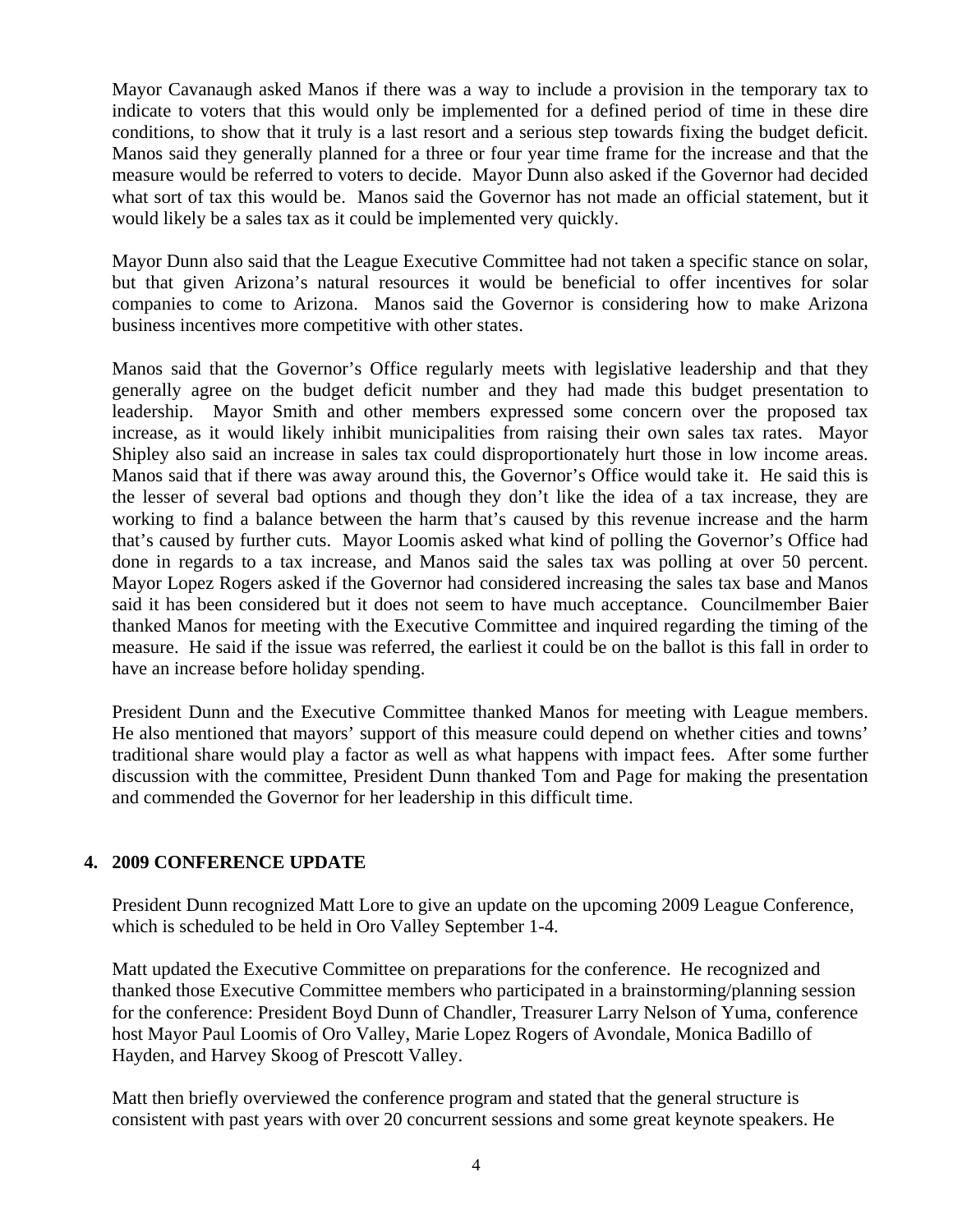Mayor Cavanaugh asked Manos if there was a way to include a provision in the temporary tax to indicate to voters that this would only be implemented for a defined period of time in these dire conditions, to show that it truly is a last resort and a serious step towards fixing the budget deficit. Manos said they generally planned for a three or four year time frame for the increase and that the measure would be referred to voters to decide. Mayor Dunn also asked if the Governor had decided what sort of tax this would be. Manos said the Governor has not made an official statement, but it would likely be a sales tax as it could be implemented very quickly.

Mayor Dunn also said that the League Executive Committee had not taken a specific stance on solar, but that given Arizona's natural resources it would be beneficial to offer incentives for solar companies to come to Arizona. Manos said the Governor is considering how to make Arizona business incentives more competitive with other states.

Manos said that the Governor's Office regularly meets with legislative leadership and that they generally agree on the budget deficit number and they had made this budget presentation to leadership. Mayor Smith and other members expressed some concern over the proposed tax increase, as it would likely inhibit municipalities from raising their own sales tax rates. Mayor Shipley also said an increase in sales tax could disproportionately hurt those in low income areas. Manos said that if there was away around this, the Governor's Office would take it. He said this is the lesser of several bad options and though they don't like the idea of a tax increase, they are working to find a balance between the harm that's caused by this revenue increase and the harm that's caused by further cuts. Mayor Loomis asked what kind of polling the Governor's Office had done in regards to a tax increase, and Manos said the sales tax was polling at over 50 percent. Mayor Lopez Rogers asked if the Governor had considered increasing the sales tax base and Manos said it has been considered but it does not seem to have much acceptance. Councilmember Baier thanked Manos for meeting with the Executive Committee and inquired regarding the timing of the measure. He said if the issue was referred, the earliest it could be on the ballot is this fall in order to have an increase before holiday spending.

President Dunn and the Executive Committee thanked Manos for meeting with League members. He also mentioned that mayors' support of this measure could depend on whether cities and towns' traditional share would play a factor as well as what happens with impact fees. After some further discussion with the committee, President Dunn thanked Tom and Page for making the presentation and commended the Governor for her leadership in this difficult time.

## 4. 2009 CONFERENCE UPDATE

President Dunn recognized Matt Lore to give an update on the upcoming 2009 League Conference, which is scheduled to be held in Oro Valley September 1-4.

Matt updated the Executive Committee on preparations for the conference. He recognized and thanked those Executive Committee members who participated in a brainstorming/planning session for the conference: President Boyd Dunn of Chandler, Treasurer Larry Nelson of Yuma, conference host Mayor Paul Loomis of Oro Valley, Marie Lopez Rogers of Avondale, Monica Badillo of Hayden, and Harvey Skoog of Prescott Valley.

Matt then briefly overviewed the conference program and stated that the general structure is consistent with past years with over 20 concurrent sessions and some great keynote speakers. He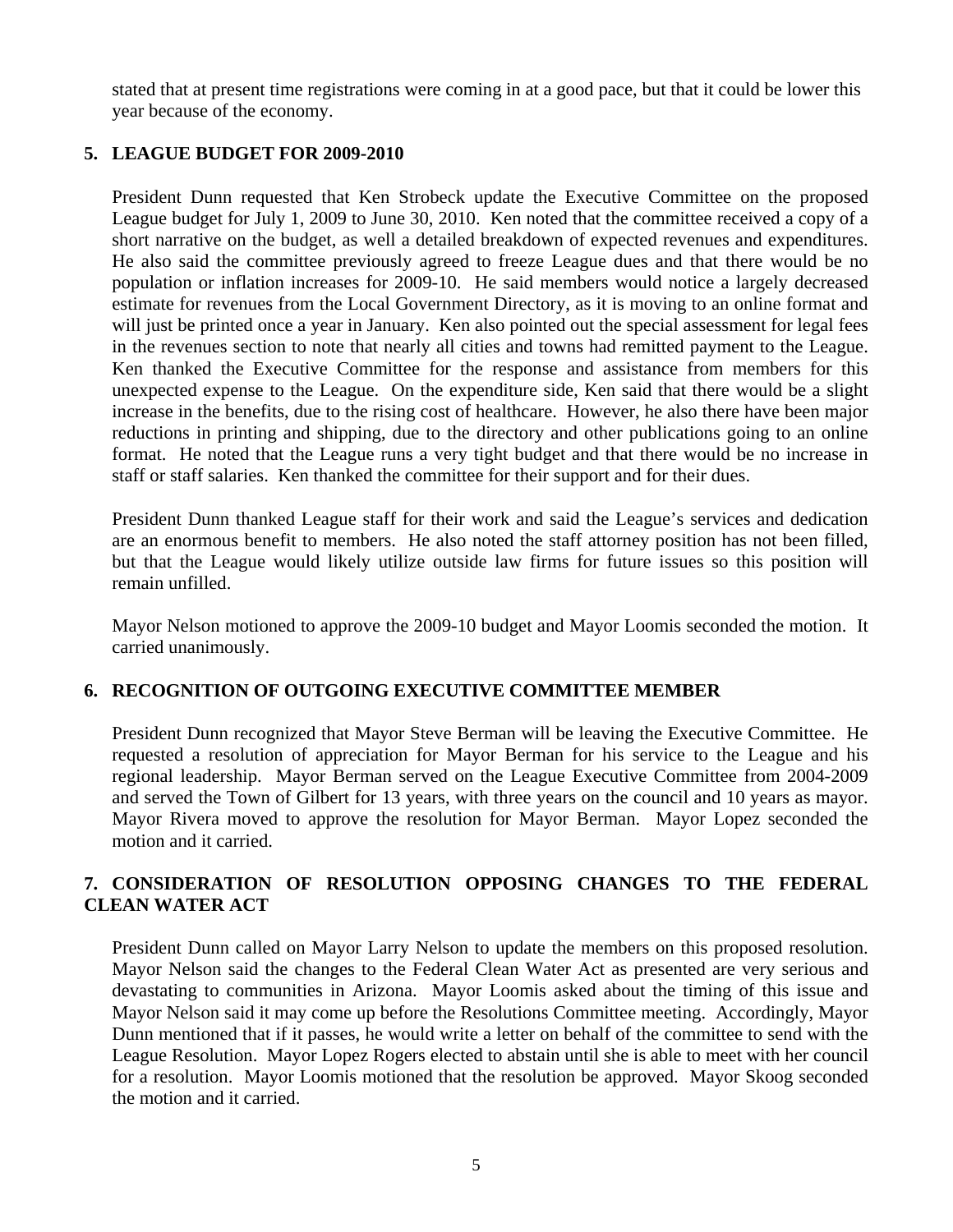stated that at present time registrations were coming in at a good pace, but that it could be lower this year because of the economy.

## 5. LEAGUE BUDGET FOR 2009-2010

President Dunn requested that Ken Strobeck update the Executive Committee on the proposed League budget for July 1, 2009 to June 30, 2010. Ken noted that the committee received a copy of a short narrative on the budget, as well a detailed breakdown of expected revenues and expenditures. He also said the committee previously agreed to freeze League dues and that there would be no population or inflation increases for 2009-10. He said members would notice a largely decreased estimate for revenues from the Local Government Directory, as it is moving to an online format and will just be printed once a year in January. Ken also pointed out the special assessment for legal fees in the revenues section to note that nearly all cities and towns had remitted payment to the League. Ken thanked the Executive Committee for the response and assistance from members for this unexpected expense to the League. On the expenditure side, Ken said that there would be a slight increase in the benefits, due to the rising cost of healthcare. However, he also there have been major reductions in printing and shipping, due to the directory and other publications going to an online format. He noted that the League runs a very tight budget and that there would be no increase in staff or staff salaries. Ken thanked the committee for their support and for their dues.

President Dunn thanked League staff for their work and said the League's services and dedication are an enormous benefit to members. He also noted the staff attorney position has not been filled, but that the League would likely utilize outside law firms for future issues so this position will remain unfilled.

Mayor Nelson motioned to approve the 2009-10 budget and Mayor Loomis seconded the motion. It carried unanimously.

## 6. RECOGNITION OF OUTGOING EXECUTIVE COMMITTEE MEMBER

President Dunn recognized that Mayor Steve Berman will be leaving the Executive Committee. He requested a resolution of appreciation for Mayor Berman for his service to the League and his regional leadership. Mayor Berman served on the League Executive Committee from 2004-2009 and served the Town of Gilbert for 13 years, with three years on the council and 10 years as mayor. Mayor Rivera moved to approve the resolution for Mayor Berman. Mayor Lopez seconded the motion and it carried.

## 7. CONSIDERATION OF RESOLUTION OPPOSING CHANGES TO THE FEDERAL CLEAN WATER ACT

President Dunn called on Mayor Larry Nelson to update the members on this proposed resolution. Mayor Nelson said the changes to the Federal Clean Water Act as presented are very serious and devastating to communities in Arizona. Mayor Loomis asked about the timing of this issue and Mayor Nelson said it may come up before the Resolutions Committee meeting. Accordingly, Mayor Dunn mentioned that if it passes, he would write a letter on behalf of the committee to send with the League Resolution. Mayor Lopez Rogers elected to abstain until she is able to meet with her council for a resolution. Mayor Loomis motioned that the resolution be approved. Mayor Skoog seconded the motion and it carried.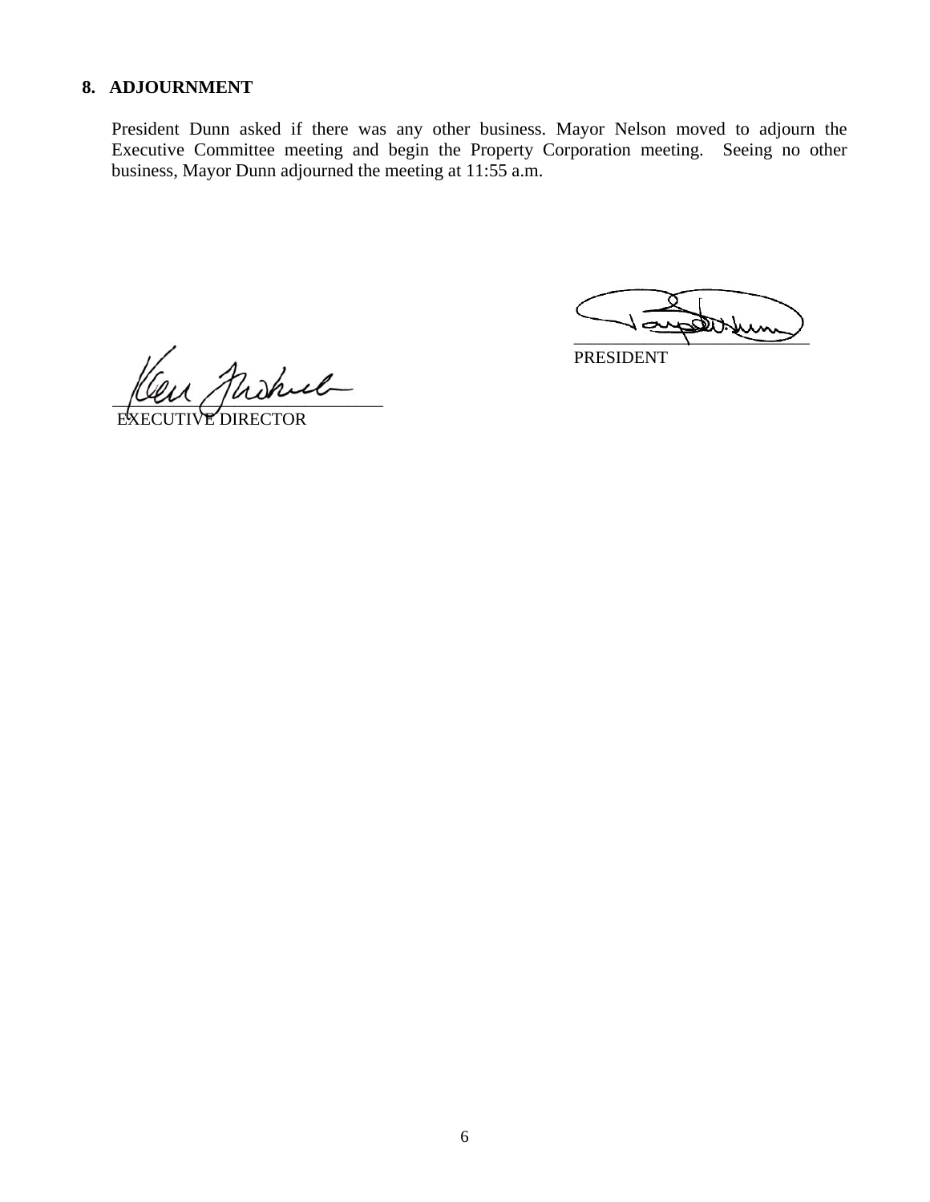## 8. ADJOURNMENT

President Dunn asked if there was any other business. Mayor Nelson moved to adjourn the Executive Committee meeting and begin the Property Corporation meeting. Seeing no other business, Mayor Dunn adjourned the meeting at 11:55 a.m.

\_\_\_\_\_\_\_\_\_\_\_\_\_\_\_\_\_\_\_\_\_\_\_\_\_\_\_\_\_\_
PRESIDENT

\_\_\_\_\_\_\_\_\_\_\_\_\_\_\_\_\_\_\_\_\_\_\_\_\_\_\_\_\_\_
EXECUTIVE DIRECTOR